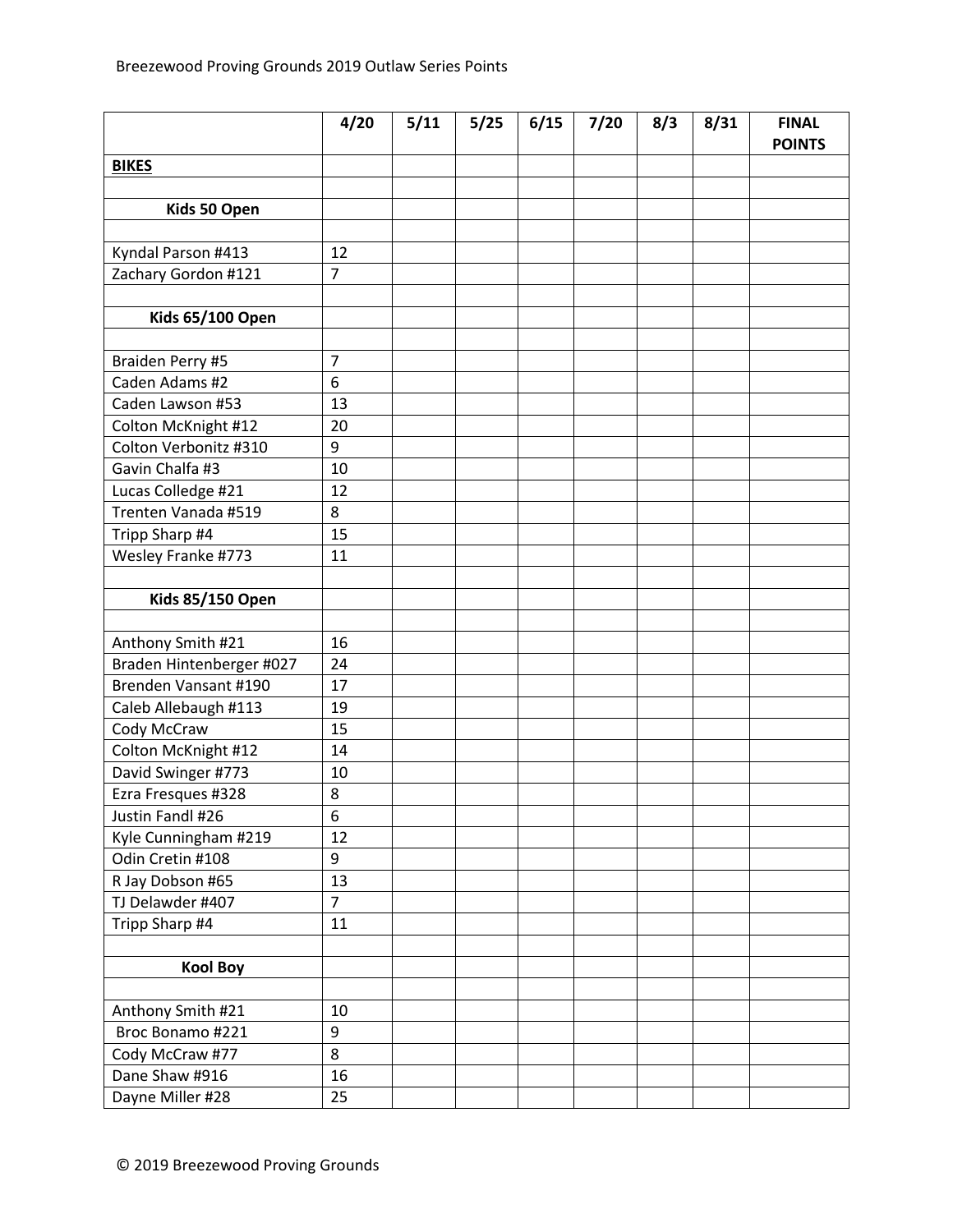Breezewood Proving Grounds 2019 Outlaw Series Points

| | 4/20 | 5/11 | 5/25 | 6/15 | 7/20 | 8/3 | 8/31 | FINAL POINTS |
|---|---|---|---|---|---|---|---|---|
| **BIKES** | | | | | | | | |
| | | | | | | | | |
| **Kids 50 Open** | | | | | | | | |
| | | | | | | | | |
| Kyndal Parson #413 | 12 | | | | | | | |
| Zachary Gordon #121 | 7 | | | | | | | |
| | | | | | | | | |
| **Kids 65/100 Open** | | | | | | | | |
| | | | | | | | | |
| Braiden Perry #5 | 7 | | | | | | | |
| Caden Adams #2 | 6 | | | | | | | |
| Caden Lawson #53 | 13 | | | | | | | |
| Colton McKnight #12 | 20 | | | | | | | |
| Colton Verbonitz #310 | 9 | | | | | | | |
| Gavin Chalfa #3 | 10 | | | | | | | |
| Lucas Colledge #21 | 12 | | | | | | | |
| Trenten Vanada #519 | 8 | | | | | | | |
| Tripp Sharp #4 | 15 | | | | | | | |
| Wesley Franke #773 | 11 | | | | | | | |
| | | | | | | | | |
| **Kids 85/150 Open** | | | | | | | | |
| | | | | | | | | |
| Anthony Smith #21 | 16 | | | | | | | |
| Braden Hintenberger #027 | 24 | | | | | | | |
| Brenden Vansant #190 | 17 | | | | | | | |
| Caleb Allebaugh #113 | 19 | | | | | | | |
| Cody McCraw | 15 | | | | | | | |
| Colton McKnight #12 | 14 | | | | | | | |
| David Swinger #773 | 10 | | | | | | | |
| Ezra Fresques #328 | 8 | | | | | | | |
| Justin Fandl #26 | 6 | | | | | | | |
| Kyle Cunningham #219 | 12 | | | | | | | |
| Odin Cretin #108 | 9 | | | | | | | |
| R Jay Dobson #65 | 13 | | | | | | | |
| TJ Delawder #407 | 7 | | | | | | | |
| Tripp Sharp #4 | 11 | | | | | | | |
| | | | | | | | | |
| **Kool Boy** | | | | | | | | |
| | | | | | | | | |
| Anthony Smith #21 | 10 | | | | | | | |
| Broc Bonamo #221 | 9 | | | | | | | |
| Cody McCraw #77 | 8 | | | | | | | |
| Dane Shaw #916 | 16 | | | | | | | |
| Dayne Miller #28 | 25 | | | | | | | |

© 2019 Breezewood Proving Grounds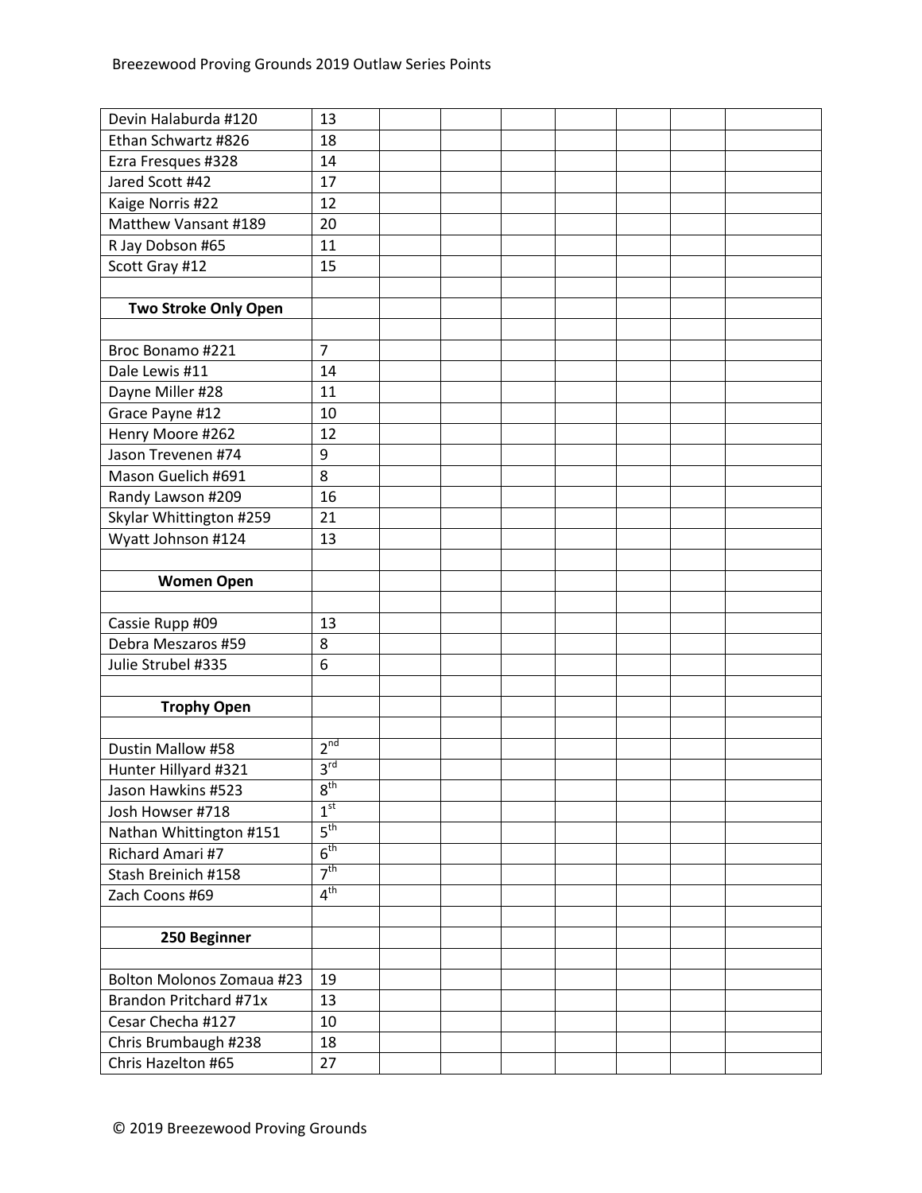| | | | | | | | | |
|---|---|---|---|---|---|---|---|---|
| Devin Halaburda #120 | 13 | | | | | | | |
| Ethan Schwartz #826 | 18 | | | | | | | |
| Ezra Fresques #328 | 14 | | | | | | | |
| Jared Scott #42 | 17 | | | | | | | |
| Kaige Norris #22 | 12 | | | | | | | |
| Matthew Vansant #189 | 20 | | | | | | | |
| R Jay Dobson #65 | 11 | | | | | | | |
| Scott Gray #12 | 15 | | | | | | | |
| | | | | | | | | |
| **Two Stroke Only Open** | | | | | | | | |
| | | | | | | | | |
| Broc Bonamo #221 | 7 | | | | | | | |
| Dale Lewis #11 | 14 | | | | | | | |
| Dayne Miller #28 | 11 | | | | | | | |
| Grace Payne #12 | 10 | | | | | | | |
| Henry Moore #262 | 12 | | | | | | | |
| Jason Trevenen #74 | 9 | | | | | | | |
| Mason Guelich #691 | 8 | | | | | | | |
| Randy Lawson #209 | 16 | | | | | | | |
| Skylar Whittington #259 | 21 | | | | | | | |
| Wyatt Johnson #124 | 13 | | | | | | | |
| | | | | | | | | |
| **Women Open** | | | | | | | | |
| | | | | | | | | |
| Cassie Rupp #09 | 13 | | | | | | | |
| Debra Meszaros #59 | 8 | | | | | | | |
| Julie Strubel #335 | 6 | | | | | | | |
| | | | | | | | | |
| **Trophy Open** | | | | | | | | |
| | | | | | | | | |
| Dustin Mallow #58 | 2nd | | | | | | | |
| Hunter Hillyard #321 | 3rd | | | | | | | |
| Jason Hawkins #523 | 8th | | | | | | | |
| Josh Howser #718 | 1st | | | | | | | |
| Nathan Whittington #151 | 5th | | | | | | | |
| Richard Amari #7 | 6th | | | | | | | |
| Stash Breinich #158 | 7th | | | | | | | |
| Zach Coons #69 | 4th | | | | | | | |
| | | | | | | | | |
| **250 Beginner** | | | | | | | | |
| | | | | | | | | |
| Bolton Molonos Zomaua #23 | 19 | | | | | | | |
| Brandon Pritchard #71x | 13 | | | | | | | |
| Cesar Checha #127 | 10 | | | | | | | |
| Chris Brumbaugh #238 | 18 | | | | | | | |
| Chris Hazelton #65 | 27 | | | | | | | |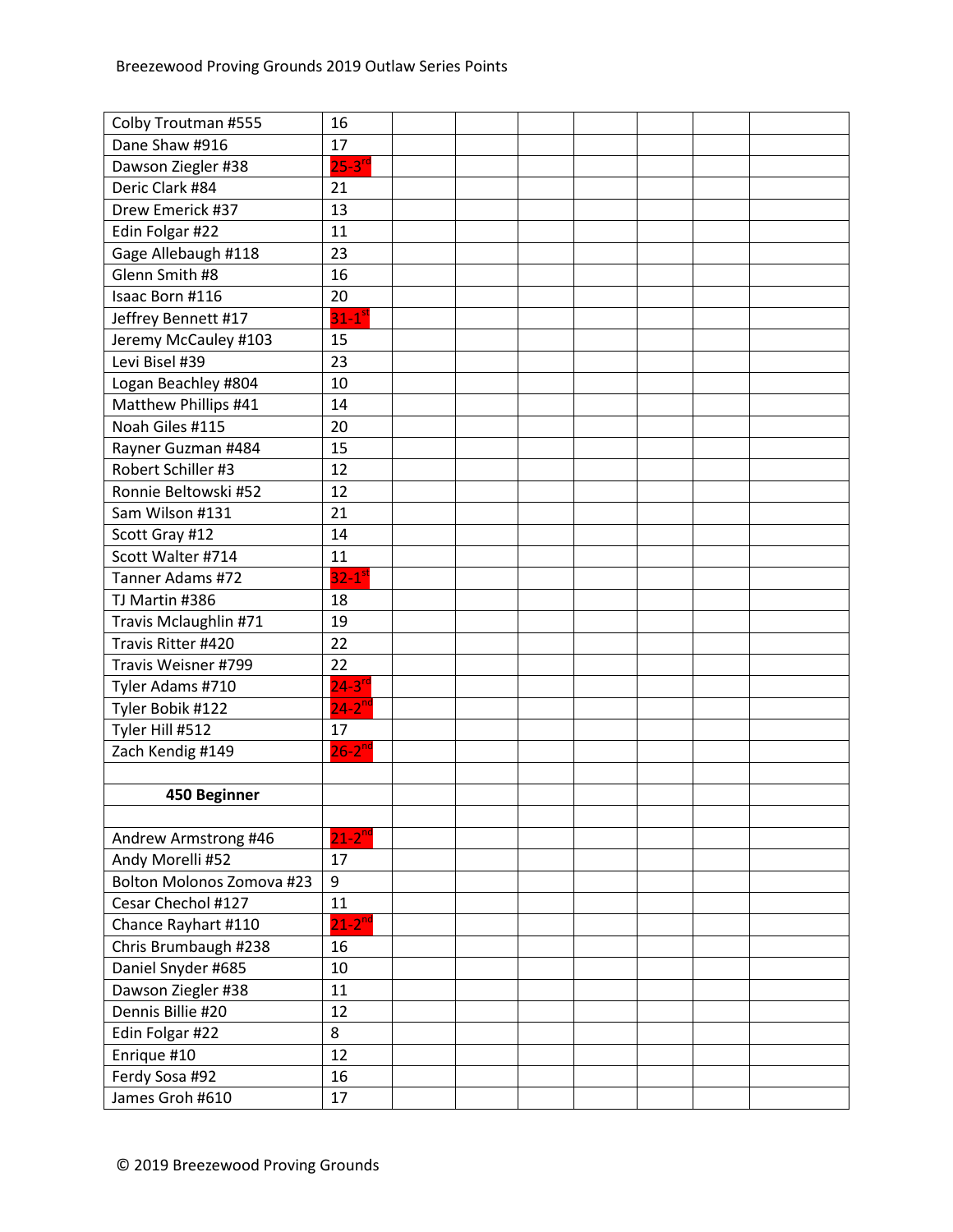| | | | | | | | | |
|---|---|---|---|---|---|---|---|---|
| Colby Troutman #555 | 16 | | | | | | | |
| Dane Shaw #916 | 17 | | | | | | | |
| Dawson Ziegler #38 | 25-3rd | | | | | | | |
| Deric Clark #84 | 21 | | | | | | | |
| Drew Emerick #37 | 13 | | | | | | | |
| Edin Folgar #22 | 11 | | | | | | | |
| Gage Allebaugh #118 | 23 | | | | | | | |
| Glenn Smith #8 | 16 | | | | | | | |
| Isaac Born #116 | 20 | | | | | | | |
| Jeffrey Bennett #17 | 31-1st | | | | | | | |
| Jeremy McCauley #103 | 15 | | | | | | | |
| Levi Bisel #39 | 23 | | | | | | | |
| Logan Beachley #804 | 10 | | | | | | | |
| Matthew Phillips #41 | 14 | | | | | | | |
| Noah Giles #115 | 20 | | | | | | | |
| Rayner Guzman #484 | 15 | | | | | | | |
| Robert Schiller #3 | 12 | | | | | | | |
| Ronnie Beltowski #52 | 12 | | | | | | | |
| Sam Wilson #131 | 21 | | | | | | | |
| Scott Gray #12 | 14 | | | | | | | |
| Scott Walter #714 | 11 | | | | | | | |
| Tanner Adams #72 | 32-1st | | | | | | | |
| TJ Martin #386 | 18 | | | | | | | |
| Travis Mclaughlin #71 | 19 | | | | | | | |
| Travis Ritter #420 | 22 | | | | | | | |
| Travis Weisner #799 | 22 | | | | | | | |
| Tyler Adams #710 | 24-3rd | | | | | | | |
| Tyler Bobik #122 | 24-2nd | | | | | | | |
| Tyler Hill #512 | 17 | | | | | | | |
| Zach Kendig #149 | 26-2nd | | | | | | | |
| | | | | | | | | |
| **450 Beginner** | | | | | | | | |
| | | | | | | | | |
| Andrew Armstrong #46 | 21-2nd | | | | | | | |
| Andy Morelli #52 | 17 | | | | | | | |
| Bolton Molonos Zomova #23 | 9 | | | | | | | |
| Cesar Chechol #127 | 11 | | | | | | | |
| Chance Rayhart #110 | 21-2nd | | | | | | | |
| Chris Brumbaugh #238 | 16 | | | | | | | |
| Daniel Snyder #685 | 10 | | | | | | | |
| Dawson Ziegler #38 | 11 | | | | | | | |
| Dennis Billie #20 | 12 | | | | | | | |
| Edin Folgar #22 | 8 | | | | | | | |
| Enrique #10 | 12 | | | | | | | |
| Ferdy Sosa #92 | 16 | | | | | | | |
| James Groh #610 | 17 | | | | | | | |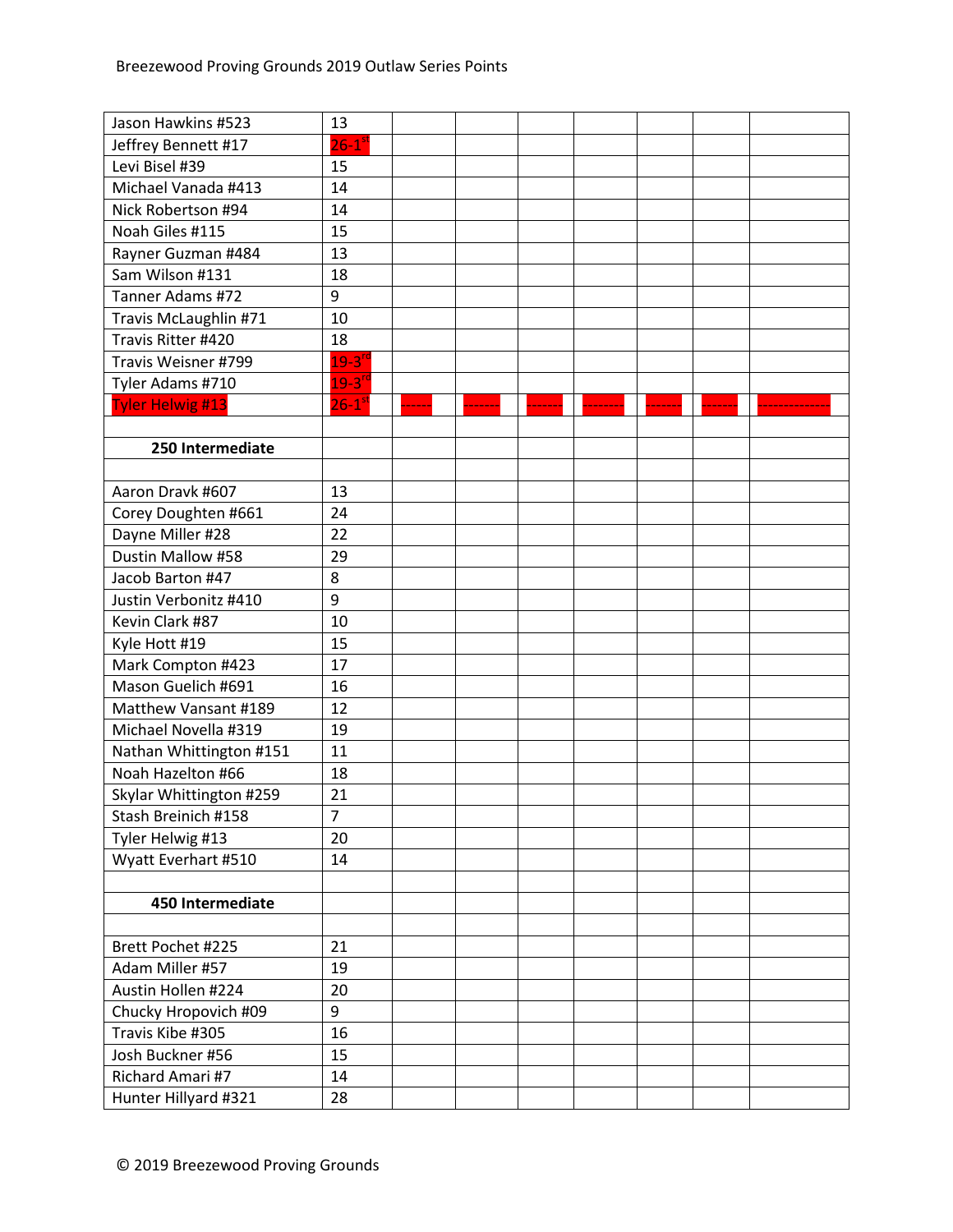Breezewood Proving Grounds 2019 Outlaw Series Points

| | | | | | | | | |
|---|---|---|---|---|---|---|---|---|
| Jason Hawkins #523 | 13 | | | | | | | |
| Jeffrey Bennett #17 | 26-1st | | | | | | | |
| Levi Bisel #39 | 15 | | | | | | | |
| Michael Vanada #413 | 14 | | | | | | | |
| Nick Robertson #94 | 14 | | | | | | | |
| Noah Giles #115 | 15 | | | | | | | |
| Rayner Guzman #484 | 13 | | | | | | | |
| Sam Wilson #131 | 18 | | | | | | | |
| Tanner Adams #72 | 9 | | | | | | | |
| Travis McLaughlin #71 | 10 | | | | | | | |
| Travis Ritter #420 | 18 | | | | | | | |
| Travis Weisner #799 | 19-3rd | | | | | | | |
| Tyler Adams #710 | 19-3rd | | | | | | | |
| Tyler Helwig #13 | 26-1st | ----- | ------- | ------- | -------- | ------- | ------- | ------------- |
| | | | | | | | | |
| **250 Intermediate** | | | | | | | | |
| | | | | | | | | |
| Aaron Dravk #607 | 13 | | | | | | | |
| Corey Doughten #661 | 24 | | | | | | | |
| Dayne Miller #28 | 22 | | | | | | | |
| Dustin Mallow #58 | 29 | | | | | | | |
| Jacob Barton #47 | 8 | | | | | | | |
| Justin Verbonitz #410 | 9 | | | | | | | |
| Kevin Clark #87 | 10 | | | | | | | |
| Kyle Hott #19 | 15 | | | | | | | |
| Mark Compton #423 | 17 | | | | | | | |
| Mason Guelich #691 | 16 | | | | | | | |
| Matthew Vansant #189 | 12 | | | | | | | |
| Michael Novella #319 | 19 | | | | | | | |
| Nathan Whittington #151 | 11 | | | | | | | |
| Noah Hazelton #66 | 18 | | | | | | | |
| Skylar Whittington #259 | 21 | | | | | | | |
| Stash Breinich #158 | 7 | | | | | | | |
| Tyler Helwig #13 | 20 | | | | | | | |
| Wyatt Everhart #510 | 14 | | | | | | | |
| | | | | | | | | |
| **450 Intermediate** | | | | | | | | |
| | | | | | | | | |
| Brett Pochet #225 | 21 | | | | | | | |
| Adam Miller #57 | 19 | | | | | | | |
| Austin Hollen #224 | 20 | | | | | | | |
| Chucky Hropovich #09 | 9 | | | | | | | |
| Travis Kibe #305 | 16 | | | | | | | |
| Josh Buckner #56 | 15 | | | | | | | |
| Richard Amari #7 | 14 | | | | | | | |
| Hunter Hillyard #321 | 28 | | | | | | | |

© 2019 Breezewood Proving Grounds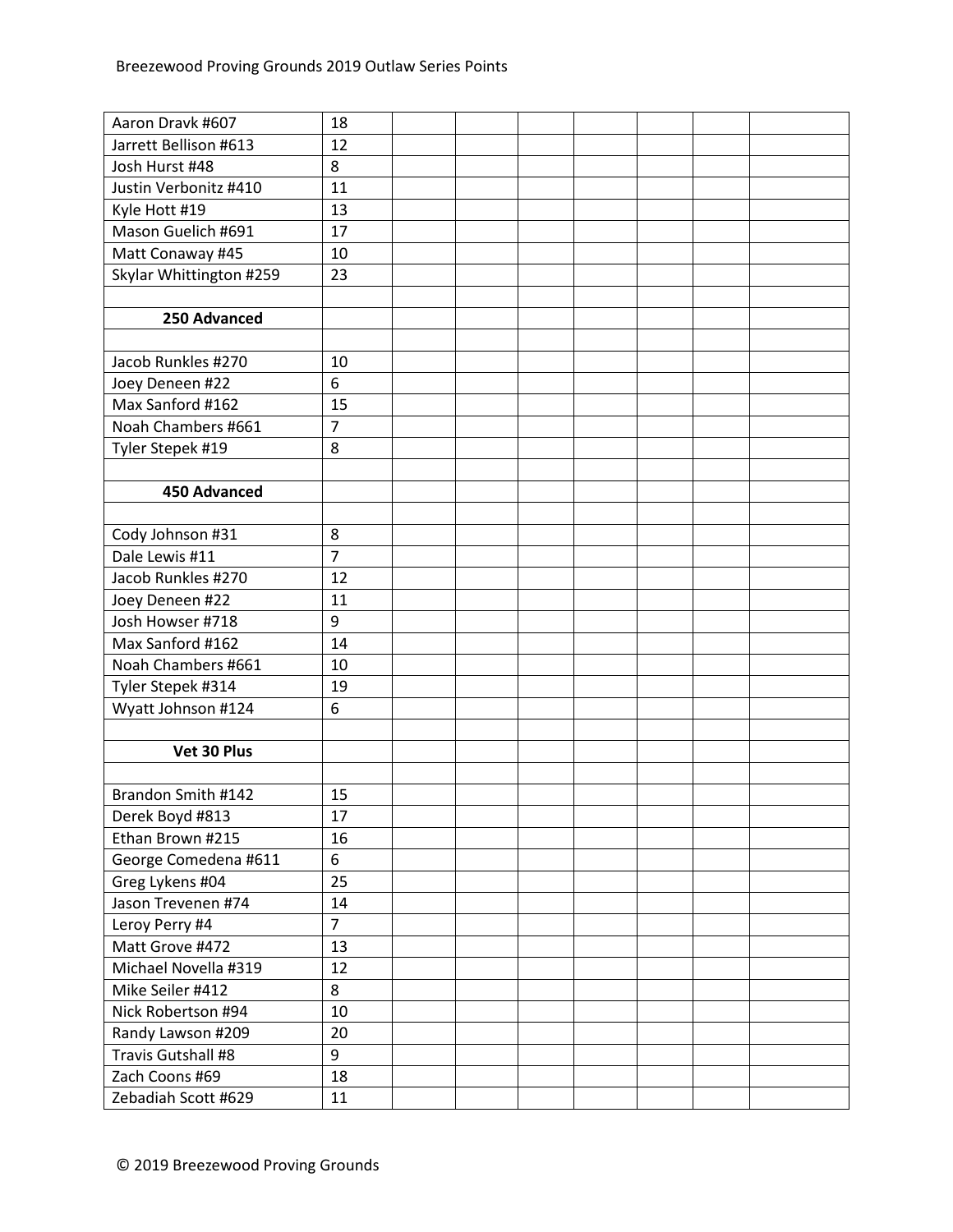| | | | | | | | | |
|---|---|---|---|---|---|---|---|---|
| Aaron Dravk #607 | 18 | | | | | | | |
| Jarrett Bellison #613 | 12 | | | | | | | |
| Josh Hurst #48 | 8 | | | | | | | |
| Justin Verbonitz #410 | 11 | | | | | | | |
| Kyle Hott #19 | 13 | | | | | | | |
| Mason Guelich #691 | 17 | | | | | | | |
| Matt Conaway #45 | 10 | | | | | | | |
| Skylar Whittington #259 | 23 | | | | | | | |
| | | | | | | | | |
| **250 Advanced** | | | | | | | | |
| | | | | | | | | |
| Jacob Runkles #270 | 10 | | | | | | | |
| Joey Deneen #22 | 6 | | | | | | | |
| Max Sanford #162 | 15 | | | | | | | |
| Noah Chambers #661 | 7 | | | | | | | |
| Tyler Stepek #19 | 8 | | | | | | | |
| | | | | | | | | |
| **450 Advanced** | | | | | | | | |
| | | | | | | | | |
| Cody Johnson #31 | 8 | | | | | | | |
| Dale Lewis #11 | 7 | | | | | | | |
| Jacob Runkles #270 | 12 | | | | | | | |
| Joey Deneen #22 | 11 | | | | | | | |
| Josh Howser #718 | 9 | | | | | | | |
| Max Sanford #162 | 14 | | | | | | | |
| Noah Chambers #661 | 10 | | | | | | | |
| Tyler Stepek #314 | 19 | | | | | | | |
| Wyatt Johnson #124 | 6 | | | | | | | |
| | | | | | | | | |
| **Vet 30 Plus** | | | | | | | | |
| | | | | | | | | |
| Brandon Smith #142 | 15 | | | | | | | |
| Derek Boyd #813 | 17 | | | | | | | |
| Ethan Brown #215 | 16 | | | | | | | |
| George Comedena #611 | 6 | | | | | | | |
| Greg Lykens #04 | 25 | | | | | | | |
| Jason Trevenen #74 | 14 | | | | | | | |
| Leroy Perry #4 | 7 | | | | | | | |
| Matt Grove #472 | 13 | | | | | | | |
| Michael Novella #319 | 12 | | | | | | | |
| Mike Seiler #412 | 8 | | | | | | | |
| Nick Robertson #94 | 10 | | | | | | | |
| Randy Lawson #209 | 20 | | | | | | | |
| Travis Gutshall #8 | 9 | | | | | | | |
| Zach Coons #69 | 18 | | | | | | | |
| Zebadiah Scott #629 | 11 | | | | | | | |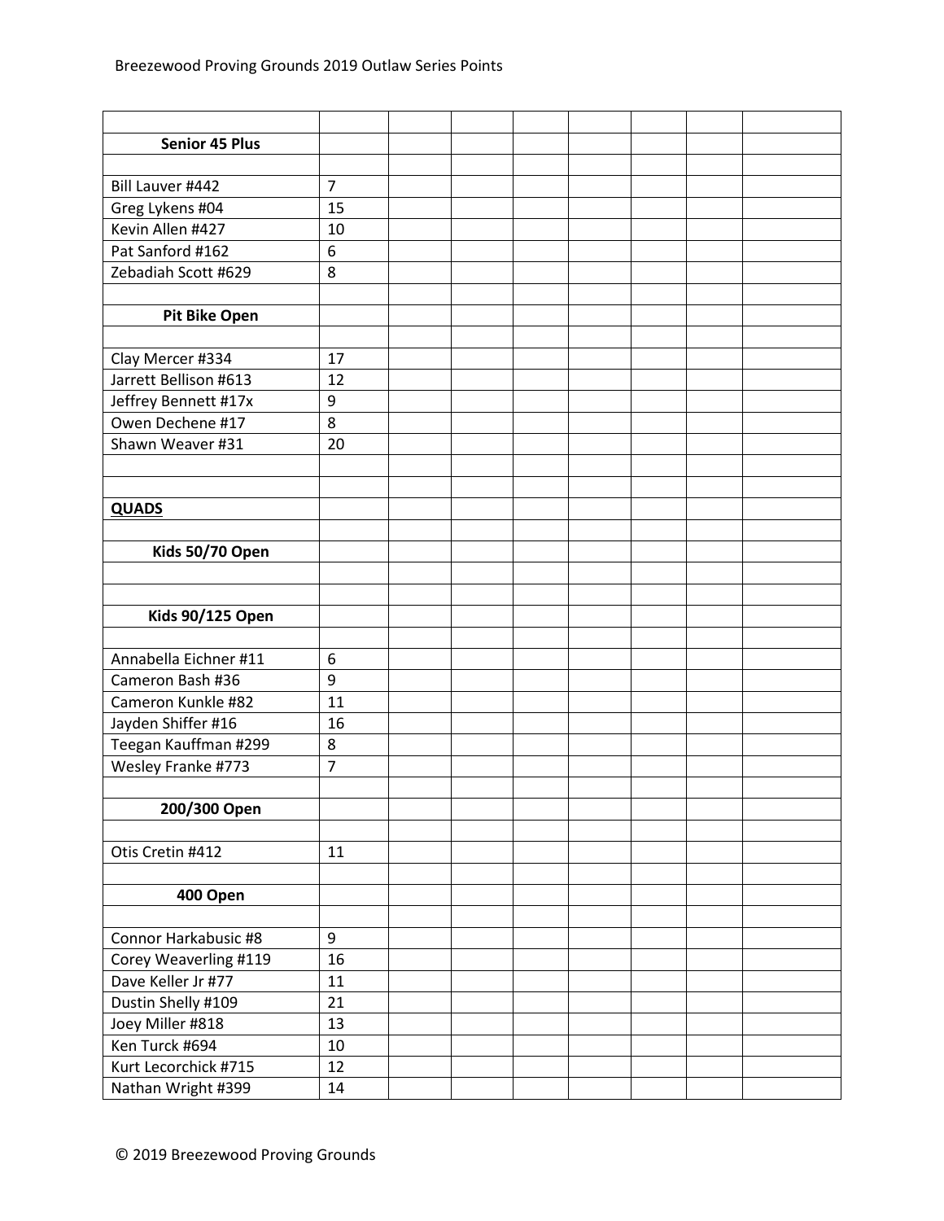| | | | | | | | | |
|---|---|---|---|---|---|---|---|---|
| **Senior 45 Plus** | | | | | | | | |
| | | | | | | | | |
| Bill Lauver #442 | 7 | | | | | | | |
| Greg Lykens #04 | 15 | | | | | | | |
| Kevin Allen #427 | 10 | | | | | | | |
| Pat Sanford #162 | 6 | | | | | | | |
| Zebadiah Scott #629 | 8 | | | | | | | |
| | | | | | | | | |
| **Pit Bike Open** | | | | | | | | |
| | | | | | | | | |
| Clay Mercer #334 | 17 | | | | | | | |
| Jarrett Bellison #613 | 12 | | | | | | | |
| Jeffrey Bennett #17x | 9 | | | | | | | |
| Owen Dechene #17 | 8 | | | | | | | |
| Shawn Weaver #31 | 20 | | | | | | | |
| | | | | | | | | |
| | | | | | | | | |
| **QUADS** | | | | | | | | |
| | | | | | | | | |
| **Kids 50/70 Open** | | | | | | | | |
| | | | | | | | | |
| | | | | | | | | |
| **Kids 90/125 Open** | | | | | | | | |
| | | | | | | | | |
| Annabella Eichner #11 | 6 | | | | | | | |
| Cameron Bash #36 | 9 | | | | | | | |
| Cameron Kunkle #82 | 11 | | | | | | | |
| Jayden Shiffer #16 | 16 | | | | | | | |
| Teegan Kauffman #299 | 8 | | | | | | | |
| Wesley Franke #773 | 7 | | | | | | | |
| | | | | | | | | |
| **200/300 Open** | | | | | | | | |
| | | | | | | | | |
| Otis Cretin #412 | 11 | | | | | | | |
| | | | | | | | | |
| **400 Open** | | | | | | | | |
| | | | | | | | | |
| Connor Harkabusic #8 | 9 | | | | | | | |
| Corey Weaverling #119 | 16 | | | | | | | |
| Dave Keller Jr #77 | 11 | | | | | | | |
| Dustin Shelly #109 | 21 | | | | | | | |
| Joey Miller #818 | 13 | | | | | | | |
| Ken Turck #694 | 10 | | | | | | | |
| Kurt Lecorchick #715 | 12 | | | | | | | |
| Nathan Wright #399 | 14 | | | | | | | |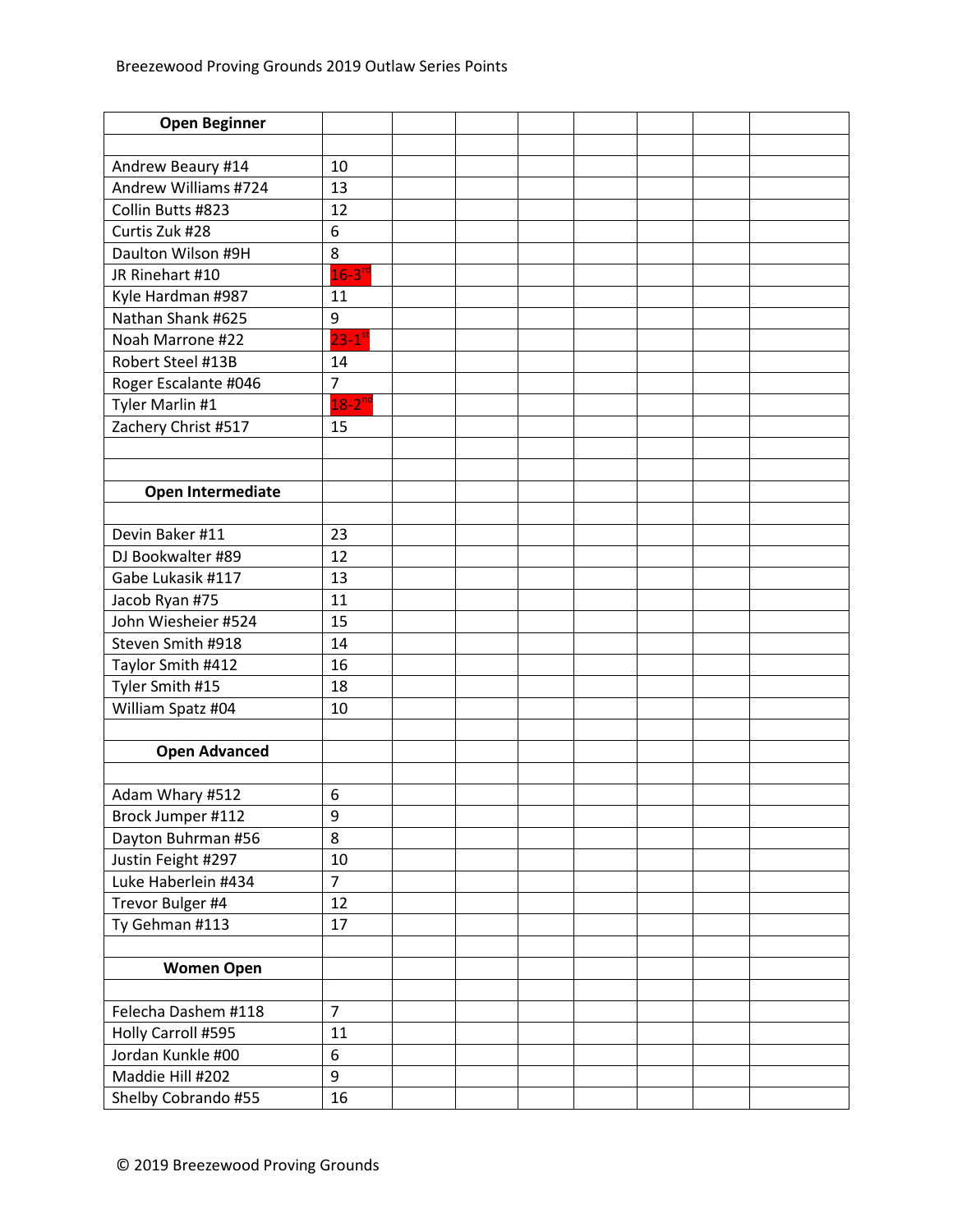Breezewood Proving Grounds 2019 Outlaw Series Points

| Open Beginner | | | | | | | | |
|---|---|---|---|---|---|---|---|---|
| | | | | | | | | |
| Andrew Beaury #14 | 10 | | | | | | | |
| Andrew Williams #724 | 13 | | | | | | | |
| Collin Butts #823 | 12 | | | | | | | |
| Curtis Zuk #28 | 6 | | | | | | | |
| Daulton Wilson #9H | 8 | | | | | | | |
| JR Rinehart #10 | 16-3rd | | | | | | | |
| Kyle Hardman #987 | 11 | | | | | | | |
| Nathan Shank #625 | 9 | | | | | | | |
| Noah Marrone #22 | 23-1st | | | | | | | |
| Robert Steel #13B | 14 | | | | | | | |
| Roger Escalante #046 | 7 | | | | | | | |
| Tyler Marlin #1 | 18-2nd | | | | | | | |
| Zachery Christ #517 | 15 | | | | | | | |
| | | | | | | | | |
| | | | | | | | | |
| **Open Intermediate** | | | | | | | | |
| | | | | | | | | |
| Devin Baker #11 | 23 | | | | | | | |
| DJ Bookwalter #89 | 12 | | | | | | | |
| Gabe Lukasik #117 | 13 | | | | | | | |
| Jacob Ryan #75 | 11 | | | | | | | |
| John Wiesheier #524 | 15 | | | | | | | |
| Steven Smith #918 | 14 | | | | | | | |
| Taylor Smith #412 | 16 | | | | | | | |
| Tyler Smith #15 | 18 | | | | | | | |
| William Spatz #04 | 10 | | | | | | | |
| | | | | | | | | |
| **Open Advanced** | | | | | | | | |
| | | | | | | | | |
| Adam Whary #512 | 6 | | | | | | | |
| Brock Jumper #112 | 9 | | | | | | | |
| Dayton Buhrman #56 | 8 | | | | | | | |
| Justin Feight #297 | 10 | | | | | | | |
| Luke Haberlein #434 | 7 | | | | | | | |
| Trevor Bulger #4 | 12 | | | | | | | |
| Ty Gehman #113 | 17 | | | | | | | |
| | | | | | | | | |
| **Women Open** | | | | | | | | |
| | | | | | | | | |
| Felecha Dashem #118 | 7 | | | | | | | |
| Holly Carroll #595 | 11 | | | | | | | |
| Jordan Kunkle #00 | 6 | | | | | | | |
| Maddie Hill #202 | 9 | | | | | | | |
| Shelby Cobrando #55 | 16 | | | | | | | |

© 2019 Breezewood Proving Grounds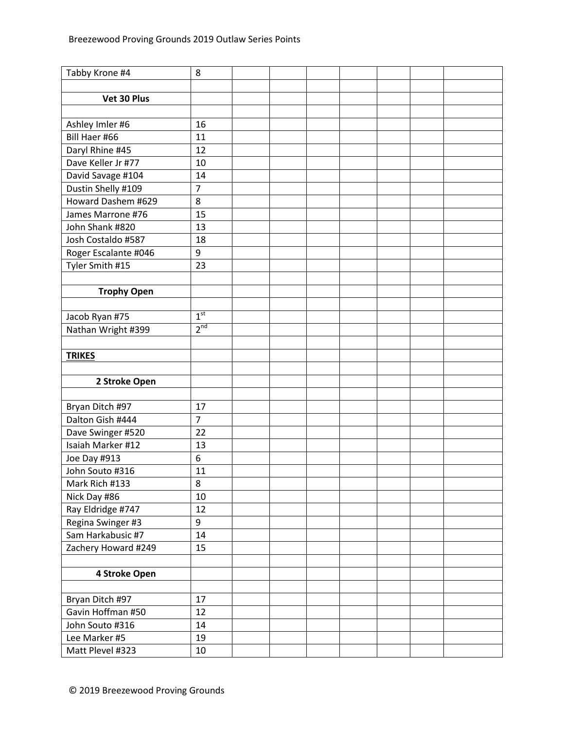| | | | | | | | | |
|---|---|---|---|---|---|---|---|---|
| Tabby Krone #4 | 8 | | | | | | | |
| | | | | | | | | |
| **Vet 30 Plus** | | | | | | | | |
| | | | | | | | | |
| Ashley Imler #6 | 16 | | | | | | | |
| Bill Haer #66 | 11 | | | | | | | |
| Daryl Rhine #45 | 12 | | | | | | | |
| Dave Keller Jr #77 | 10 | | | | | | | |
| David Savage #104 | 14 | | | | | | | |
| Dustin Shelly #109 | 7 | | | | | | | |
| Howard Dashem #629 | 8 | | | | | | | |
| James Marrone #76 | 15 | | | | | | | |
| John Shank #820 | 13 | | | | | | | |
| Josh Costaldo #587 | 18 | | | | | | | |
| Roger Escalante #046 | 9 | | | | | | | |
| Tyler Smith #15 | 23 | | | | | | | |
| | | | | | | | | |
| **Trophy Open** | | | | | | | | |
| | | | | | | | | |
| Jacob Ryan #75 | 1st | | | | | | | |
| Nathan Wright #399 | 2nd | | | | | | | |
| | | | | | | | | |
| **TRIKES** | | | | | | | | |
| | | | | | | | | |
| **2 Stroke Open** | | | | | | | | |
| | | | | | | | | |
| Bryan Ditch #97 | 17 | | | | | | | |
| Dalton Gish #444 | 7 | | | | | | | |
| Dave Swinger #520 | 22 | | | | | | | |
| Isaiah Marker #12 | 13 | | | | | | | |
| Joe Day #913 | 6 | | | | | | | |
| John Souto #316 | 11 | | | | | | | |
| Mark Rich #133 | 8 | | | | | | | |
| Nick Day #86 | 10 | | | | | | | |
| Ray Eldridge #747 | 12 | | | | | | | |
| Regina Swinger #3 | 9 | | | | | | | |
| Sam Harkabusic #7 | 14 | | | | | | | |
| Zachery Howard #249 | 15 | | | | | | | |
| | | | | | | | | |
| **4 Stroke Open** | | | | | | | | |
| | | | | | | | | |
| Bryan Ditch #97 | 17 | | | | | | | |
| Gavin Hoffman #50 | 12 | | | | | | | |
| John Souto #316 | 14 | | | | | | | |
| Lee Marker #5 | 19 | | | | | | | |
| Matt Plevel #323 | 10 | | | | | | | |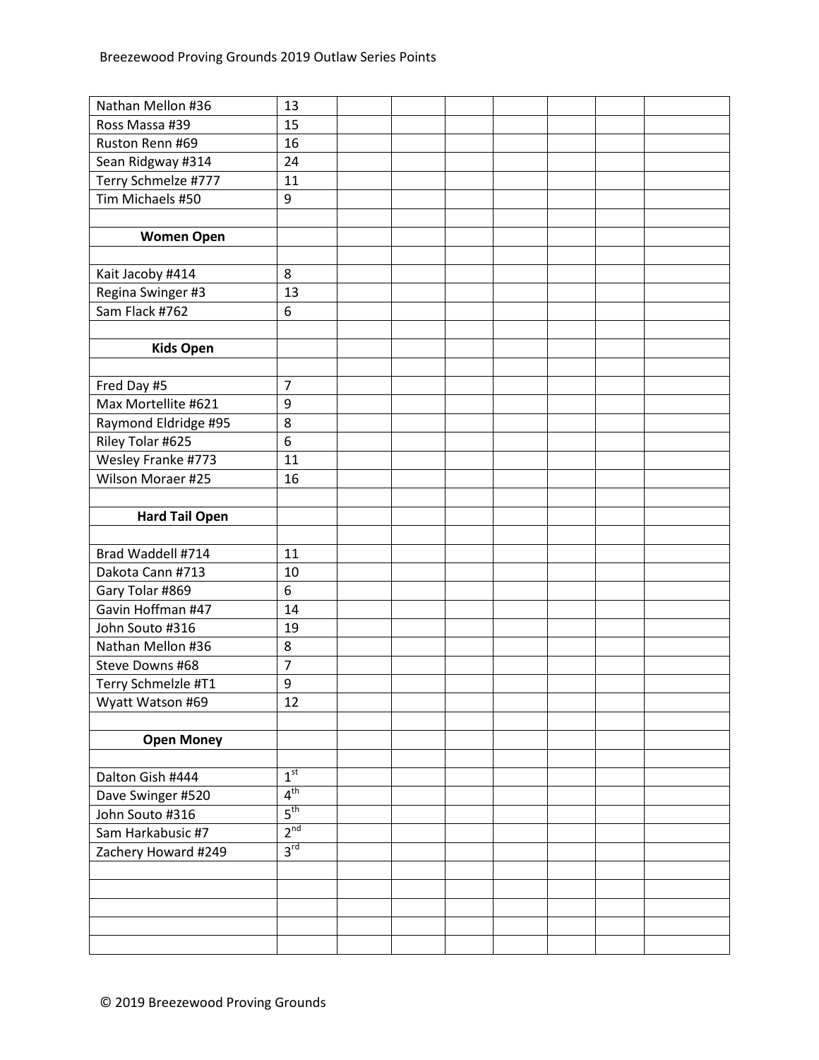| | | | | | | | | |
|---|---|---|---|---|---|---|---|---|
| Nathan Mellon #36 | 13 | | | | | | | |
| Ross Massa #39 | 15 | | | | | | | |
| Ruston Renn #69 | 16 | | | | | | | |
| Sean Ridgway #314 | 24 | | | | | | | |
| Terry Schmelze #777 | 11 | | | | | | | |
| Tim Michaels #50 | 9 | | | | | | | |
| | | | | | | | | |
| **Women Open** | | | | | | | | |
| | | | | | | | | |
| Kait Jacoby #414 | 8 | | | | | | | |
| Regina Swinger #3 | 13 | | | | | | | |
| Sam Flack #762 | 6 | | | | | | | |
| | | | | | | | | |
| **Kids Open** | | | | | | | | |
| | | | | | | | | |
| Fred Day #5 | 7 | | | | | | | |
| Max Mortellite #621 | 9 | | | | | | | |
| Raymond Eldridge #95 | 8 | | | | | | | |
| Riley Tolar #625 | 6 | | | | | | | |
| Wesley Franke #773 | 11 | | | | | | | |
| Wilson Moraer #25 | 16 | | | | | | | |
| | | | | | | | | |
| **Hard Tail Open** | | | | | | | | |
| | | | | | | | | |
| Brad Waddell #714 | 11 | | | | | | | |
| Dakota Cann #713 | 10 | | | | | | | |
| Gary Tolar #869 | 6 | | | | | | | |
| Gavin Hoffman #47 | 14 | | | | | | | |
| John Souto #316 | 19 | | | | | | | |
| Nathan Mellon #36 | 8 | | | | | | | |
| Steve Downs #68 | 7 | | | | | | | |
| Terry Schmelzle #T1 | 9 | | | | | | | |
| Wyatt Watson #69 | 12 | | | | | | | |
| | | | | | | | | |
| **Open Money** | | | | | | | | |
| | | | | | | | | |
| Dalton Gish #444 | 1st | | | | | | | |
| Dave Swinger #520 | 4th | | | | | | | |
| John Souto #316 | 5th | | | | | | | |
| Sam Harkabusic #7 | 2nd | | | | | | | |
| Zachery Howard #249 | 3rd | | | | | | | |
| | | | | | | | | |
| | | | | | | | | |
| | | | | | | | | |
| | | | | | | | | |
| | | | | | | | | |